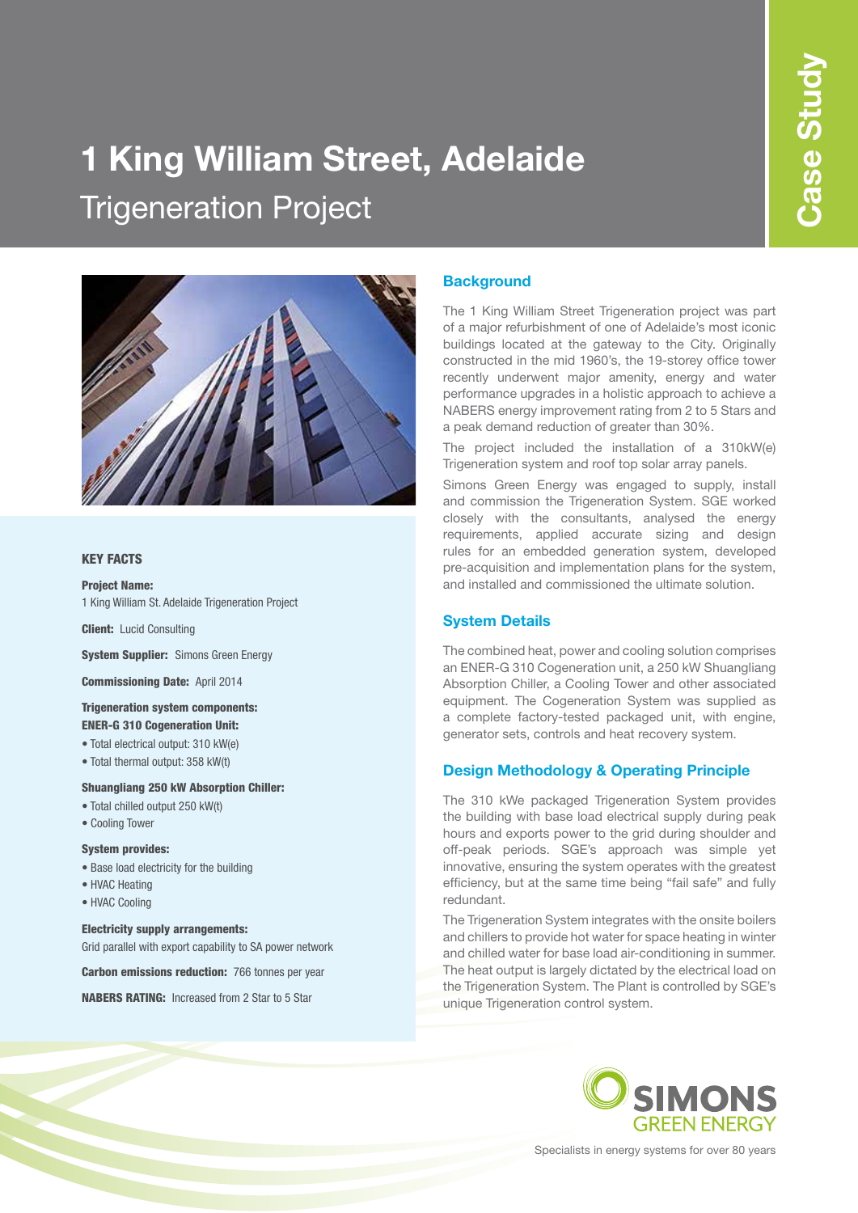# 1 King William Street, Adelaide

## Trigeneration Project

Case Study

### KEY FACTS

**Project Name:**
1 King William St. Adelaide Trigeneration Project

**Client:** Lucid Consulting

**System Supplier:** Simons Green Energy

**Commissioning Date:** April 2014

**Trigeneration system components:**

**ENER-G 310 Cogeneration Unit:**

- Total electrical output: 310 kW(e)
- Total thermal output: 358 kW(t)

**Shuangliang 250 kW Absorption Chiller:**

- Total chilled output 250 kW(t)
- Cooling Tower

**System provides:**

- Base load electricity for the building
- HVAC Heating
- HVAC Cooling

**Electricity supply arrangements:**
Grid parallel with export capability to SA power network

**Carbon emissions reduction:** 766 tonnes per year

**NABERS RATING:** Increased from 2 Star to 5 Star

### Background

The 1 King William Street Trigeneration project was part of a major refurbishment of one of Adelaide's most iconic buildings located at the gateway to the City. Originally constructed in the mid 1960's, the 19-storey office tower recently underwent major amenity, energy and water performance upgrades in a holistic approach to achieve a NABERS energy improvement rating from 2 to 5 Stars and a peak demand reduction of greater than 30%.

The project included the installation of a 310kW(e) Trigeneration system and roof top solar array panels.

Simons Green Energy was engaged to supply, install and commission the Trigeneration System. SGE worked closely with the consultants, analysed the energy requirements, applied accurate sizing and design rules for an embedded generation system, developed pre-acquisition and implementation plans for the system, and installed and commissioned the ultimate solution.

### System Details

The combined heat, power and cooling solution comprises an ENER-G 310 Cogeneration unit, a 250 kW Shuangliang Absorption Chiller, a Cooling Tower and other associated equipment. The Cogeneration System was supplied as a complete factory-tested packaged unit, with engine, generator sets, controls and heat recovery system.

### Design Methodology & Operating Principle

The 310 kWe packaged Trigeneration System provides the building with base load electrical supply during peak hours and exports power to the grid during shoulder and off-peak periods. SGE's approach was simple yet innovative, ensuring the system operates with the greatest efficiency, but at the same time being "fail safe" and fully redundant.

The Trigeneration System integrates with the onsite boilers and chillers to provide hot water for space heating in winter and chilled water for base load air-conditioning in summer. The heat output is largely dictated by the electrical load on the Trigeneration System. The Plant is controlled by SGE's unique Trigeneration control system.

SIMONS GREEN ENERGY

Specialists in energy systems for over 80 years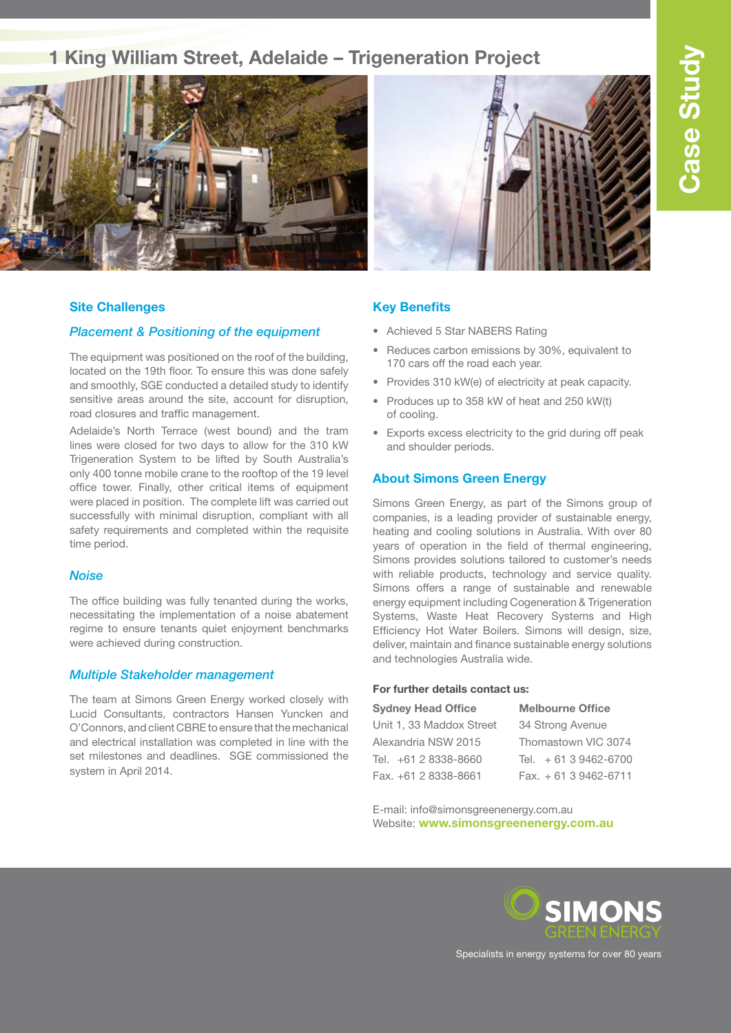# 1 King William Street, Adelaide – Trigeneration Project

Case Study

## Site Challenges

### *Placement & Positioning of the equipment*

The equipment was positioned on the roof of the building, located on the 19th floor. To ensure this was done safely and smoothly, SGE conducted a detailed study to identify sensitive areas around the site, account for disruption, road closures and traffic management.

Adelaide's North Terrace (west bound) and the tram lines were closed for two days to allow for the 310 kW Trigeneration System to be lifted by South Australia's only 400 tonne mobile crane to the rooftop of the 19 level office tower. Finally, other critical items of equipment were placed in position. The complete lift was carried out successfully with minimal disruption, compliant with all safety requirements and completed within the requisite time period.

### *Noise*

The office building was fully tenanted during the works, necessitating the implementation of a noise abatement regime to ensure tenants quiet enjoyment benchmarks were achieved during construction.

### *Multiple Stakeholder management*

The team at Simons Green Energy worked closely with Lucid Consultants, contractors Hansen Yuncken and O'Connors, and client CBRE to ensure that the mechanical and electrical installation was completed in line with the set milestones and deadlines. SGE commissioned the system in April 2014.

## Key Benefits

- Achieved 5 Star NABERS Rating
- Reduces carbon emissions by 30%, equivalent to 170 cars off the road each year.
- Provides 310 kW(e) of electricity at peak capacity.
- Produces up to 358 kW of heat and 250 kW(t) of cooling.
- Exports excess electricity to the grid during off peak and shoulder periods.

## About Simons Green Energy

Simons Green Energy, as part of the Simons group of companies, is a leading provider of sustainable energy, heating and cooling solutions in Australia. With over 80 years of operation in the field of thermal engineering, Simons provides solutions tailored to customer's needs with reliable products, technology and service quality. Simons offers a range of sustainable and renewable energy equipment including Cogeneration & Trigeneration Systems, Waste Heat Recovery Systems and High Efficiency Hot Water Boilers. Simons will design, size, deliver, maintain and finance sustainable energy solutions and technologies Australia wide.

**For further details contact us:**

**Sydney Head Office**
Unit 1, 33 Maddox Street
Alexandria NSW 2015
Tel. +61 2 8338-8660
Fax. +61 2 8338-8661

**Melbourne Office**
34 Strong Avenue
Thomastown VIC 3074
Tel. + 61 3 9462-6700
Fax. + 61 3 9462-6711

E-mail: info@simonsgreenenergy.com.au
Website: **www.simonsgreenenergy.com.au**

SIMONS GREEN ENERGY

Specialists in energy systems for over 80 years